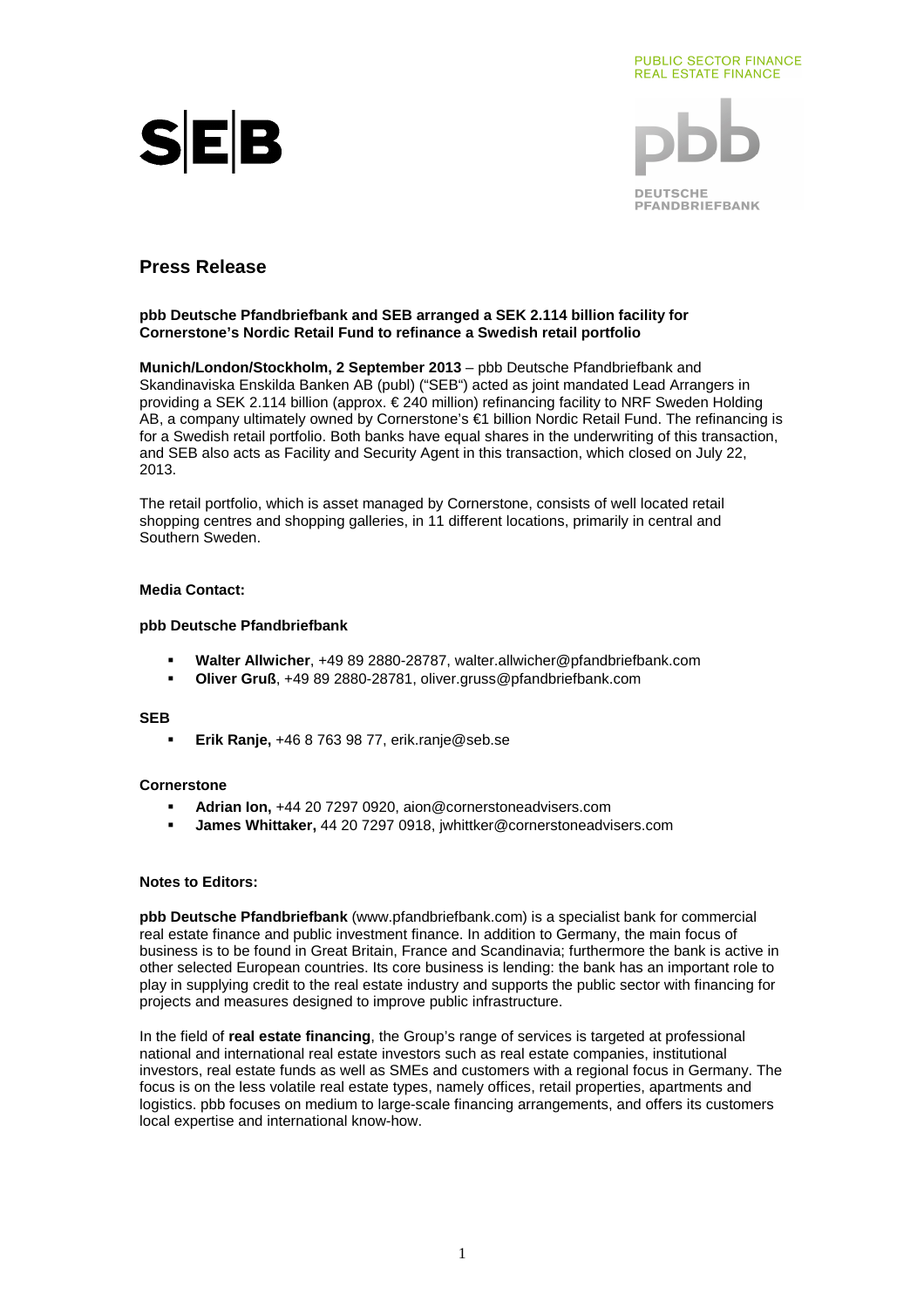PUBLIC SECTOR FINANCE
REAL ESTATE FINANCE

DEUTSCHE PFANDBRIEFBANK

# Press Release

**pbb Deutsche Pfandbriefbank and SEB arranged a SEK 2.114 billion facility for Cornerstone's Nordic Retail Fund to refinance a Swedish retail portfolio**

**Munich/London/Stockholm, 2 September 2013** – pbb Deutsche Pfandbriefbank and Skandinaviska Enskilda Banken AB (publ) ("SEB") acted as joint mandated Lead Arrangers in providing a SEK 2.114 billion (approx. € 240 million) refinancing facility to NRF Sweden Holding AB, a company ultimately owned by Cornerstone's €1 billion Nordic Retail Fund. The refinancing is for a Swedish retail portfolio. Both banks have equal shares in the underwriting of this transaction, and SEB also acts as Facility and Security Agent in this transaction, which closed on July 22, 2013.

The retail portfolio, which is asset managed by Cornerstone, consists of well located retail shopping centres and shopping galleries, in 11 different locations, primarily in central and Southern Sweden.

**Media Contact:**

**pbb Deutsche Pfandbriefbank**

- **Walter Allwicher**, +49 89 2880-28787, walter.allwicher@pfandbriefbank.com
- **Oliver Gruß**, +49 89 2880-28781, oliver.gruss@pfandbriefbank.com

**SEB**

- **Erik Ranje,** +46 8 763 98 77, erik.ranje@seb.se

**Cornerstone**

- **Adrian Ion,** +44 20 7297 0920, aion@cornerstoneadvisers.com
- **James Whittaker,** 44 20 7297 0918, jwhittker@cornerstoneadvisers.com

**Notes to Editors:**

**pbb Deutsche Pfandbriefbank** (www.pfandbriefbank.com) is a specialist bank for commercial real estate finance and public investment finance. In addition to Germany, the main focus of business is to be found in Great Britain, France and Scandinavia; furthermore the bank is active in other selected European countries. Its core business is lending: the bank has an important role to play in supplying credit to the real estate industry and supports the public sector with financing for projects and measures designed to improve public infrastructure.

In the field of **real estate financing**, the Group's range of services is targeted at professional national and international real estate investors such as real estate companies, institutional investors, real estate funds as well as SMEs and customers with a regional focus in Germany. The focus is on the less volatile real estate types, namely offices, retail properties, apartments and logistics. pbb focuses on medium to large-scale financing arrangements, and offers its customers local expertise and international know-how.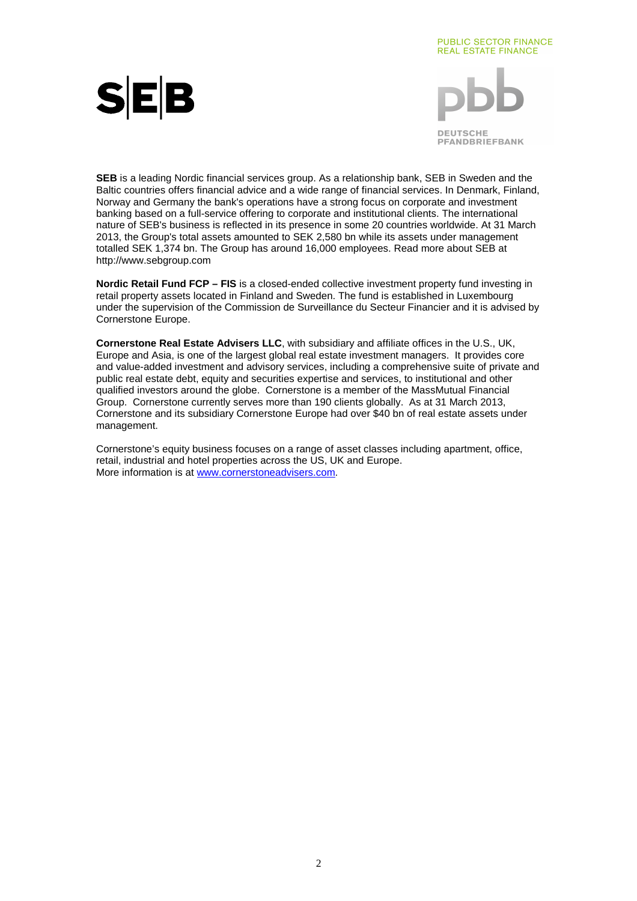PUBLIC SECTOR FINANCE
REAL ESTATE FINANCE

**SEB** is a leading Nordic financial services group. As a relationship bank, SEB in Sweden and the Baltic countries offers financial advice and a wide range of financial services. In Denmark, Finland, Norway and Germany the bank's operations have a strong focus on corporate and investment banking based on a full-service offering to corporate and institutional clients. The international nature of SEB's business is reflected in its presence in some 20 countries worldwide. At 31 March 2013, the Group's total assets amounted to SEK 2,580 bn while its assets under management totalled SEK 1,374 bn. The Group has around 16,000 employees. Read more about SEB at http://www.sebgroup.com

**Nordic Retail Fund FCP – FIS** is a closed-ended collective investment property fund investing in retail property assets located in Finland and Sweden. The fund is established in Luxembourg under the supervision of the Commission de Surveillance du Secteur Financier and it is advised by Cornerstone Europe.

**Cornerstone Real Estate Advisers LLC**, with subsidiary and affiliate offices in the U.S., UK, Europe and Asia, is one of the largest global real estate investment managers. It provides core and value-added investment and advisory services, including a comprehensive suite of private and public real estate debt, equity and securities expertise and services, to institutional and other qualified investors around the globe. Cornerstone is a member of the MassMutual Financial Group. Cornerstone currently serves more than 190 clients globally. As at 31 March 2013, Cornerstone and its subsidiary Cornerstone Europe had over $40 bn of real estate assets under management.

Cornerstone's equity business focuses on a range of asset classes including apartment, office, retail, industrial and hotel properties across the US, UK and Europe.
More information is at www.cornerstoneadvisers.com.